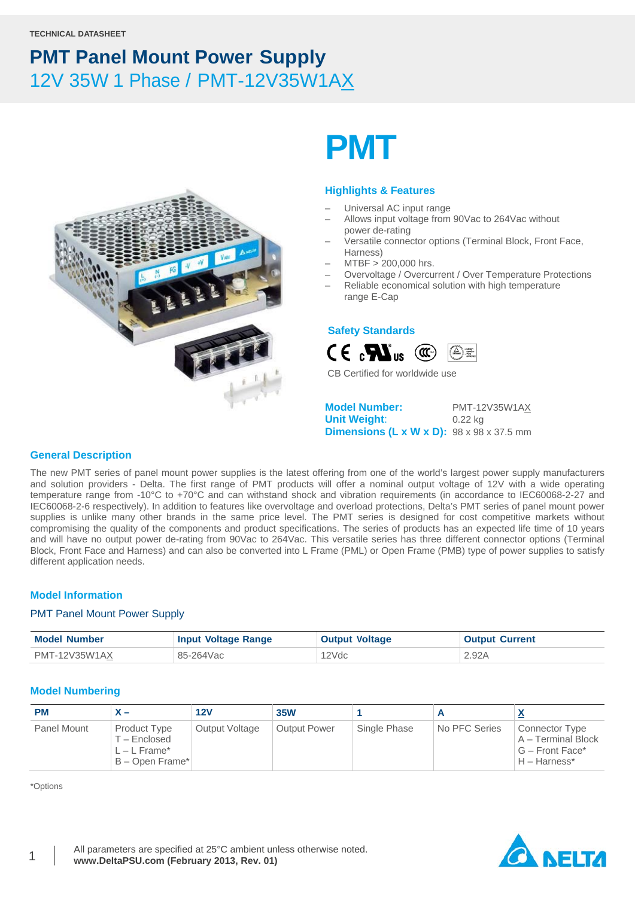TECHNICAL DATASHEET

# PMT Panel Mount Power Supply

## 12V 35W 1 Phase / PMT-12V35W1AX

# PMT

### Highlights & Features

- Universal AC input range
- Allows input voltage from 90Vac to 264Vac without power de-rating
- Versatile connector options (Terminal Block, Front Face, Harness)
- MTBF > 200,000 hrs.
- Overvoltage / Overcurrent / Over Temperature Protections
- Reliable economical solution with high temperature range E-Cap

### Safety Standards

CB Certified for worldwide use

**Model Number:** PMT-12V35W1AX
**Unit Weight:** 0.22 kg
**Dimensions (L x W x D):** 98 x 98 x 37.5 mm

### General Description

The new PMT series of panel mount power supplies is the latest offering from one of the world's largest power supply manufacturers and solution providers - Delta. The first range of PMT products will offer a nominal output voltage of 12V with a wide operating temperature range from -10°C to +70°C and can withstand shock and vibration requirements (in accordance to IEC60068-2-27 and IEC60068-2-6 respectively). In addition to features like overvoltage and overload protections, Delta's PMT series of panel mount power supplies is unlike many other brands in the same price level. The PMT series is designed for cost competitive markets without compromising the quality of the components and product specifications. The series of products has an expected life time of 10 years and will have no output power de-rating from 90Vac to 264Vac. This versatile series has three different connector options (Terminal Block, Front Face and Harness) and can also be converted into L Frame (PML) or Open Frame (PMB) type of power supplies to satisfy different application needs.

### Model Information

PMT Panel Mount Power Supply

| Model Number | Input Voltage Range | Output Voltage | Output Current |
|---|---|---|---|
| PMT-12V35W1AX | 85-264Vac | 12Vdc | 2.92A |

### Model Numbering

| PM | X – | 12V | 35W | 1 | A | X |
|---|---|---|---|---|---|---|
| Panel Mount | Product Type<br>T – Enclosed<br>L – L Frame*<br>B – Open Frame* | Output Voltage | Output Power | Single Phase | No PFC Series | Connector Type<br>A – Terminal Block<br>G – Front Face*<br>H – Harness* |

*Options

All parameters are specified at 25°C ambient unless otherwise noted.
**www.DeltaPSU.com (February 2013, Rev. 01)**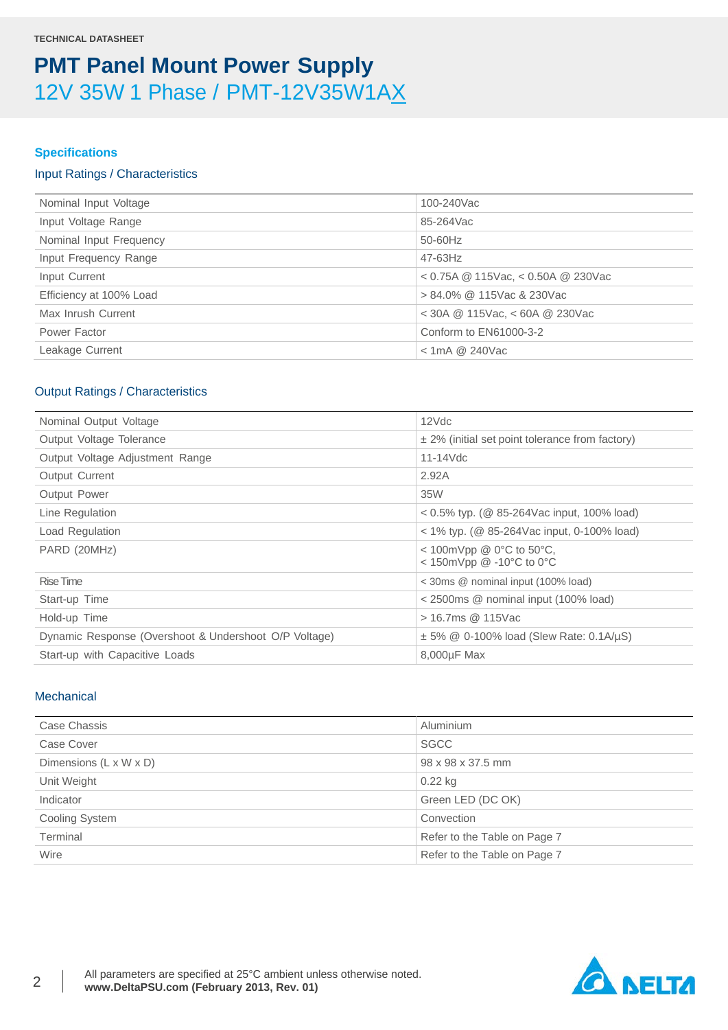TECHNICAL DATASHEET

# PMT Panel Mount Power Supply

## 12V 35W 1 Phase / PMT-12V35W1AX

### Specifications

#### Input Ratings / Characteristics

| | |
|---|---|
| Nominal Input Voltage | 100-240Vac |
| Input Voltage Range | 85-264Vac |
| Nominal Input Frequency | 50-60Hz |
| Input Frequency Range | 47-63Hz |
| Input Current | < 0.75A @ 115Vac, < 0.50A @ 230Vac |
| Efficiency at 100% Load | > 84.0% @ 115Vac & 230Vac |
| Max Inrush Current | < 30A @ 115Vac, < 60A @ 230Vac |
| Power Factor | Conform to EN61000-3-2 |
| Leakage Current | < 1mA @ 240Vac |

#### Output Ratings / Characteristics

| | |
|---|---|
| Nominal Output Voltage | 12Vdc |
| Output Voltage Tolerance | ± 2% (initial set point tolerance from factory) |
| Output Voltage Adjustment Range | 11-14Vdc |
| Output Current | 2.92A |
| Output Power | 35W |
| Line Regulation | < 0.5% typ. (@ 85-264Vac input, 100% load) |
| Load Regulation | < 1% typ. (@ 85-264Vac input, 0-100% load) |
| PARD (20MHz) | < 100mVpp @ 0°C to 50°C,<br>< 150mVpp @ -10°C to 0°C |
| Rise Time | < 30ms @ nominal input (100% load) |
| Start-up Time | < 2500ms @ nominal input (100% load) |
| Hold-up Time | > 16.7ms @ 115Vac |
| Dynamic Response (Overshoot & Undershoot O/P Voltage) | ± 5% @ 0-100% load (Slew Rate: 0.1A/µS) |
| Start-up with Capacitive Loads | 8,000µF Max |

#### Mechanical

| | |
|---|---|
| Case Chassis | Aluminium |
| Case Cover | SGCC |
| Dimensions (L x W x D) | 98 x 98 x 37.5 mm |
| Unit Weight | 0.22 kg |
| Indicator | Green LED (DC OK) |
| Cooling System | Convection |
| Terminal | Refer to the Table on Page 7 |
| Wire | Refer to the Table on Page 7 |

All parameters are specified at 25°C ambient unless otherwise noted.
**www.DeltaPSU.com (February 2013, Rev. 01)**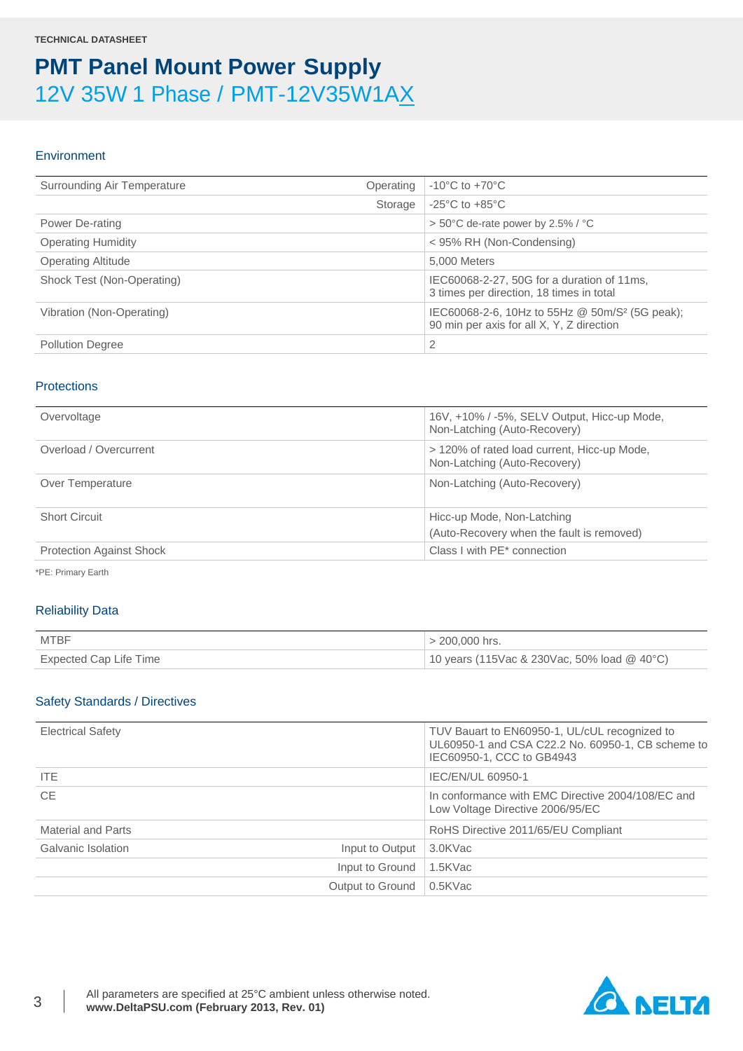TECHNICAL DATASHEET

# PMT Panel Mount Power Supply

## 12V 35W 1 Phase / PMT-12V35W1AX

### Environment

| | | |
|---|---|---|
| Surrounding Air Temperature | Operating | -10°C to +70°C |
| | Storage | -25°C to +85°C |
| Power De-rating | | > 50°C de-rate power by 2.5% / °C |
| Operating Humidity | | < 95% RH (Non-Condensing) |
| Operating Altitude | | 5,000 Meters |
| Shock Test (Non-Operating) | | IEC60068-2-27, 50G for a duration of 11ms, 3 times per direction, 18 times in total |
| Vibration (Non-Operating) | | IEC60068-2-6, 10Hz to 55Hz @ 50m/S² (5G peak); 90 min per axis for all X, Y, Z direction |
| Pollution Degree | | 2 |

### Protections

| | |
|---|---|
| Overvoltage | 16V, +10% / -5%, SELV Output, Hicc-up Mode, Non-Latching (Auto-Recovery) |
| Overload / Overcurrent | > 120% of rated load current, Hicc-up Mode, Non-Latching (Auto-Recovery) |
| Over Temperature | Non-Latching (Auto-Recovery) |
| Short Circuit | Hicc-up Mode, Non-Latching (Auto-Recovery when the fault is removed) |
| Protection Against Shock | Class I with PE* connection |

*PE: Primary Earth

### Reliability Data

| | |
|---|---|
| MTBF | > 200,000 hrs. |
| Expected Cap Life Time | 10 years (115Vac & 230Vac, 50% load @ 40°C) |

### Safety Standards / Directives

| | | |
|---|---|---|
| Electrical Safety | | TUV Bauart to EN60950-1, UL/cUL recognized to UL60950-1 and CSA C22.2 No. 60950-1, CB scheme to IEC60950-1, CCC to GB4943 |
| ITE | | IEC/EN/UL 60950-1 |
| CE | | In conformance with EMC Directive 2004/108/EC and Low Voltage Directive 2006/95/EC |
| Material and Parts | | RoHS Directive 2011/65/EU Compliant |
| Galvanic Isolation | Input to Output | 3.0KVac |
| | Input to Ground | 1.5KVac |
| | Output to Ground | 0.5KVac |

All parameters are specified at 25°C ambient unless otherwise noted.
**www.DeltaPSU.com (February 2013, Rev. 01)**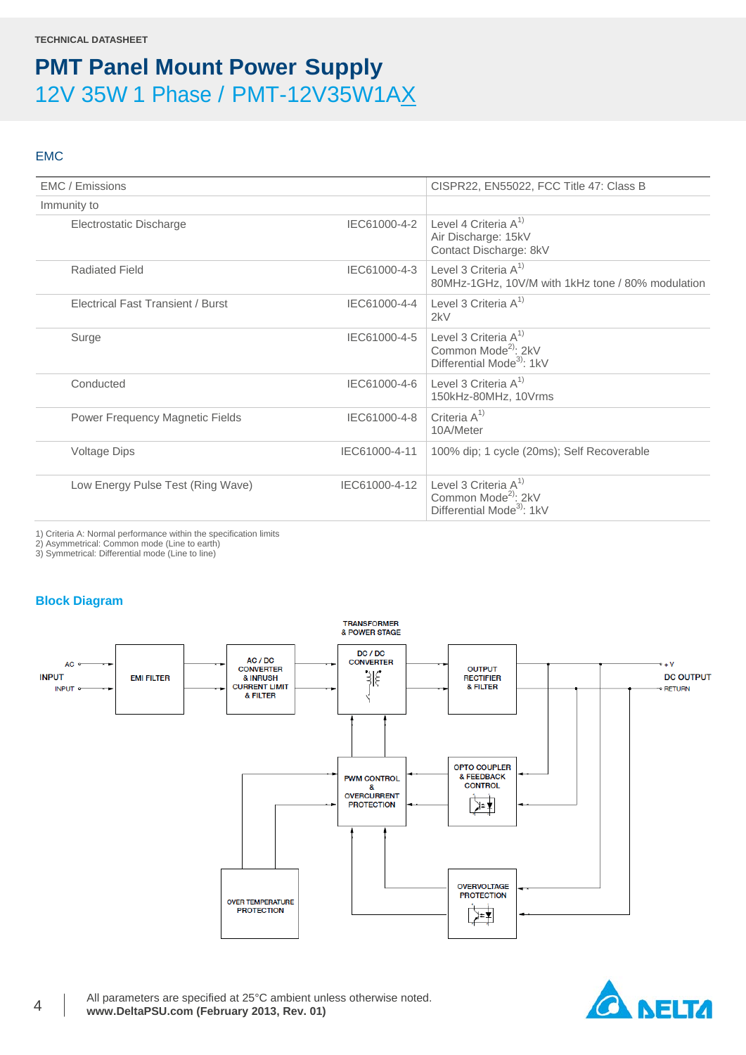**TECHNICAL DATASHEET**

# PMT Panel Mount Power Supply

## 12V 35W 1 Phase / PMT-12V35W1AX

### EMC

| EMC / Emissions | | CISPR22, EN55022, FCC Title 47: Class B |
|---|---|---|
| Immunity to | | |
| Electrostatic Discharge | IEC61000-4-2 | Level 4 Criteria A[1]<br>Air Discharge: 15kV<br>Contact Discharge: 8kV |
| Radiated Field | IEC61000-4-3 | Level 3 Criteria A[1]<br>80MHz-1GHz, 10V/M with 1kHz tone / 80% modulation |
| Electrical Fast Transient / Burst | IEC61000-4-4 | Level 3 Criteria A[1]<br>2kV |
| Surge | IEC61000-4-5 | Level 3 Criteria A[1]<br>Common Mode[2]: 2kV<br>Differential Mode[3]: 1kV |
| Conducted | IEC61000-4-6 | Level 3 Criteria A[1]<br>150kHz-80MHz, 10Vrms |
| Power Frequency Magnetic Fields | IEC61000-4-8 | Criteria A[1]<br>10A/Meter |
| Voltage Dips | IEC61000-4-11 | 100% dip; 1 cycle (20ms); Self Recoverable |
| Low Energy Pulse Test (Ring Wave) | IEC61000-4-12 | Level 3 Criteria A[1]<br>Common Mode[2]: 2kV<br>Differential Mode[3]: 1kV |

1) Criteria A: Normal performance within the specification limits
2) Asymmetrical: Common mode (Line to earth)
3) Symmetrical: Differential mode (Line to line)

### Block Diagram

AC INPUT → EMI FILTER → AC / DC CONVERTER & INRUSH CURRENT LIMIT & FILTER → TRANSFORMER & POWER STAGE (DC / DC CONVERTER) → OUTPUT RECTIFIER & FILTER → DC OUTPUT (+V, RETURN)

PWM CONTROL & OVERCURRENT PROTECTION; OPTO COUPLER & FEEDBACK CONTROL; OVER TEMPERATURE PROTECTION; OVERVOLTAGE PROTECTION

All parameters are specified at 25°C ambient unless otherwise noted.
**www.DeltaPSU.com (February 2013, Rev. 01)**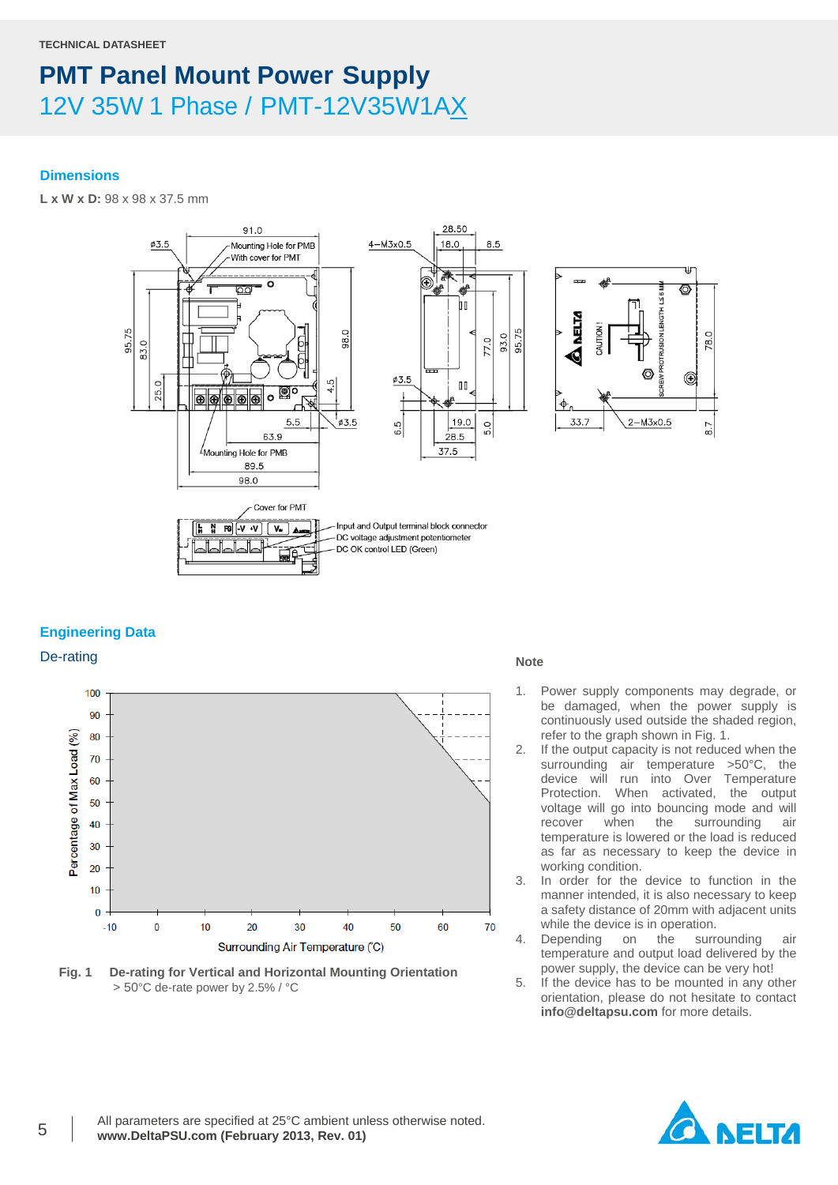TECHNICAL DATASHEET

# PMT Panel Mount Power Supply

12V 35W 1 Phase / PMT-12V35W1AX

## Dimensions

**L x W x D:** 98 x 98 x 37.5 mm

## Engineering Data

### De-rating

**Fig. 1 De-rating for Vertical and Horizontal Mounting Orientation**
> 50°C de-rate power by 2.5% / °C

**Note**

1. Power supply components may degrade, or be damaged, when the power supply is continuously used outside the shaded region, refer to the graph shown in Fig. 1.
2. If the output capacity is not reduced when the surrounding air temperature >50°C, the device will run into Over Temperature Protection. When activated, the output voltage will go into bouncing mode and will recover when the surrounding air temperature is lowered or the load is reduced as far as necessary to keep the device in working condition.
3. In order for the device to function in the manner intended, it is also necessary to keep a safety distance of 20mm with adjacent units while the device is in operation.
4. Depending on the surrounding air temperature and output load delivered by the power supply, the device can be very hot!
5. If the device has to be mounted in any other orientation, please do not hesitate to contact **info@deltapsu.com** for more details.

All parameters are specified at 25°C ambient unless otherwise noted.
**www.DeltaPSU.com (February 2013, Rev. 01)**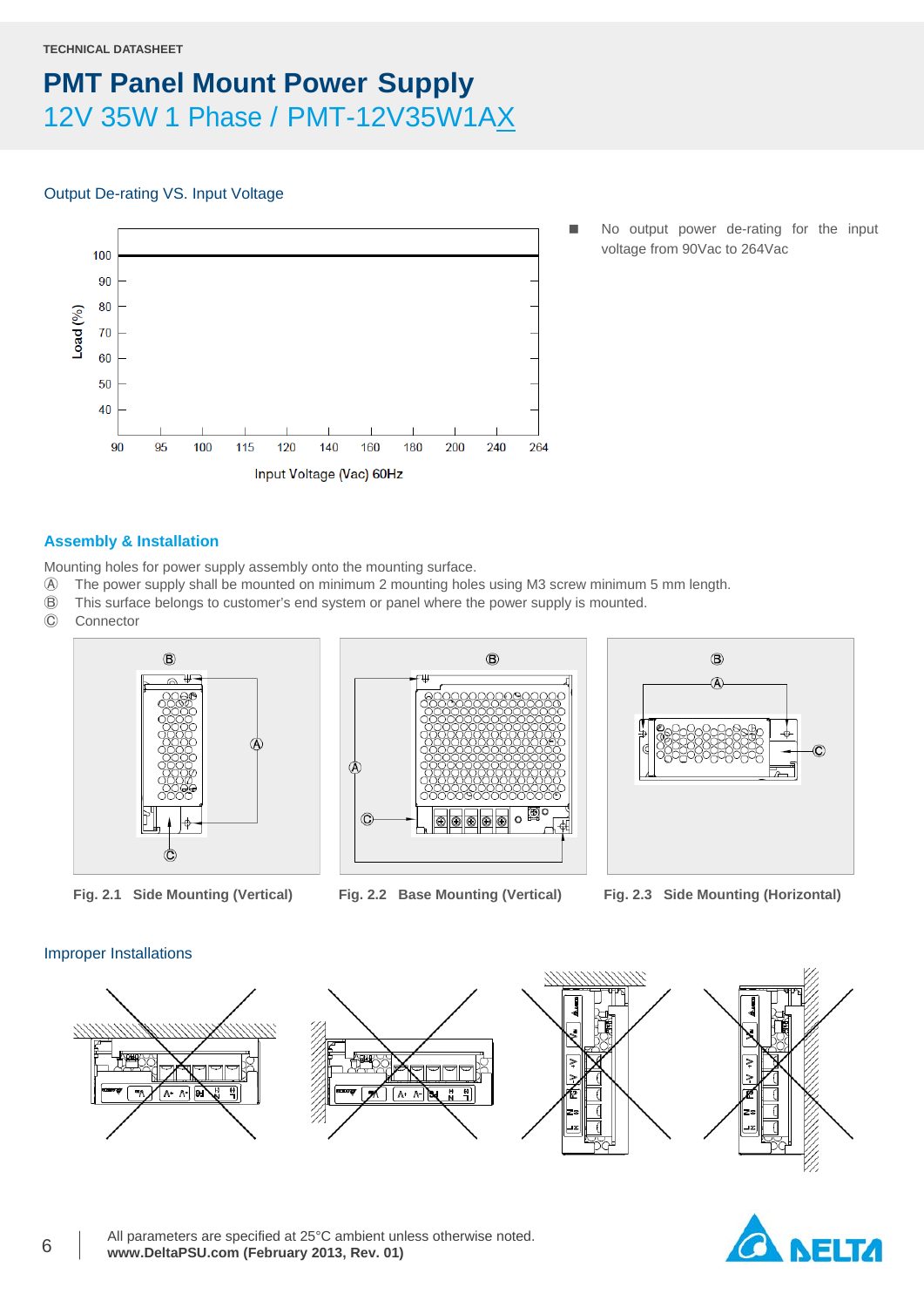TECHNICAL DATASHEET

# PMT Panel Mount Power Supply

## 12V 35W 1 Phase / PMT-12V35W1AX

### Output De-rating VS. Input Voltage

- No output power de-rating for the input voltage from 90Vac to 264Vac

### Assembly & Installation

Mounting holes for power supply assembly onto the mounting surface.

Ⓐ The power supply shall be mounted on minimum 2 mounting holes using M3 screw minimum 5 mm length.

Ⓑ This surface belongs to customer's end system or panel where the power supply is mounted.

Ⓒ Connector

**Fig. 2.1 Side Mounting (Vertical)**

**Fig. 2.2 Base Mounting (Vertical)**

**Fig. 2.3 Side Mounting (Horizontal)**

### Improper Installations

All parameters are specified at 25°C ambient unless otherwise noted.
**www.DeltaPSU.com (February 2013, Rev. 01)**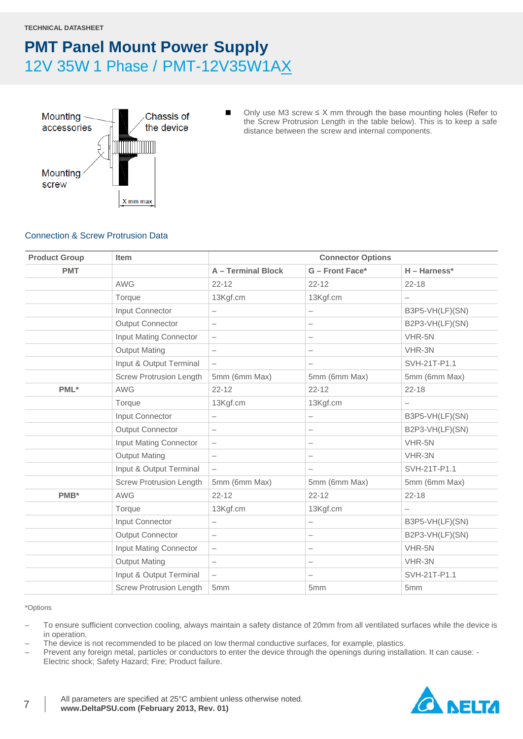TECHNICAL DATASHEET

# PMT Panel Mount Power Supply

## 12V 35W 1 Phase / PMT-12V35W1AX

- Only use M3 screw ≤ X mm through the base mounting holes (Refer to the Screw Protrusion Length in the table below). This is to keep a safe distance between the screw and internal components.

### Connection & Screw Protrusion Data

| Product Group | Item | Connector Options | | |
|---|---|---|---|---|
| PMT | | A – Terminal Block | G – Front Face* | H – Harness* |
| | AWG | 22-12 | 22-12 | 22-18 |
| | Torque | 13Kgf.cm | 13Kgf.cm | – |
| | Input Connector | – | – | B3P5-VH(LF)(SN) |
| | Output Connector | – | – | B2P3-VH(LF)(SN) |
| | Input Mating Connector | – | – | VHR-5N |
| | Output Mating | – | – | VHR-3N |
| | Input & Output Terminal | – | – | SVH-21T-P1.1 |
| | Screw Protrusion Length | 5mm (6mm Max) | 5mm (6mm Max) | 5mm (6mm Max) |
| PML* | AWG | 22-12 | 22-12 | 22-18 |
| | Torque | 13Kgf.cm | 13Kgf.cm | – |
| | Input Connector | – | – | B3P5-VH(LF)(SN) |
| | Output Connector | – | – | B2P3-VH(LF)(SN) |
| | Input Mating Connector | – | – | VHR-5N |
| | Output Mating | – | – | VHR-3N |
| | Input & Output Terminal | – | – | SVH-21T-P1.1 |
| | Screw Protrusion Length | 5mm (6mm Max) | 5mm (6mm Max) | 5mm (6mm Max) |
| PMB* | AWG | 22-12 | 22-12 | 22-18 |
| | Torque | 13Kgf.cm | 13Kgf.cm | – |
| | Input Connector | – | – | B3P5-VH(LF)(SN) |
| | Output Connector | – | – | B2P3-VH(LF)(SN) |
| | Input Mating Connector | – | – | VHR-5N |
| | Output Mating | – | – | VHR-3N |
| | Input & Output Terminal | – | – | SVH-21T-P1.1 |
| | Screw Protrusion Length | 5mm | 5mm | 5mm |

*Options

- To ensure sufficient convection cooling, always maintain a safety distance of 20mm from all ventilated surfaces while the device is in operation.
- The device is not recommended to be placed on low thermal conductive surfaces, for example, plastics.
- Prevent any foreign metal, particles or conductors to enter the device through the openings during installation. It can cause: - Electric shock; Safety Hazard; Fire; Product failure.

All parameters are specified at 25°C ambient unless otherwise noted.
**www.DeltaPSU.com (February 2013, Rev. 01)**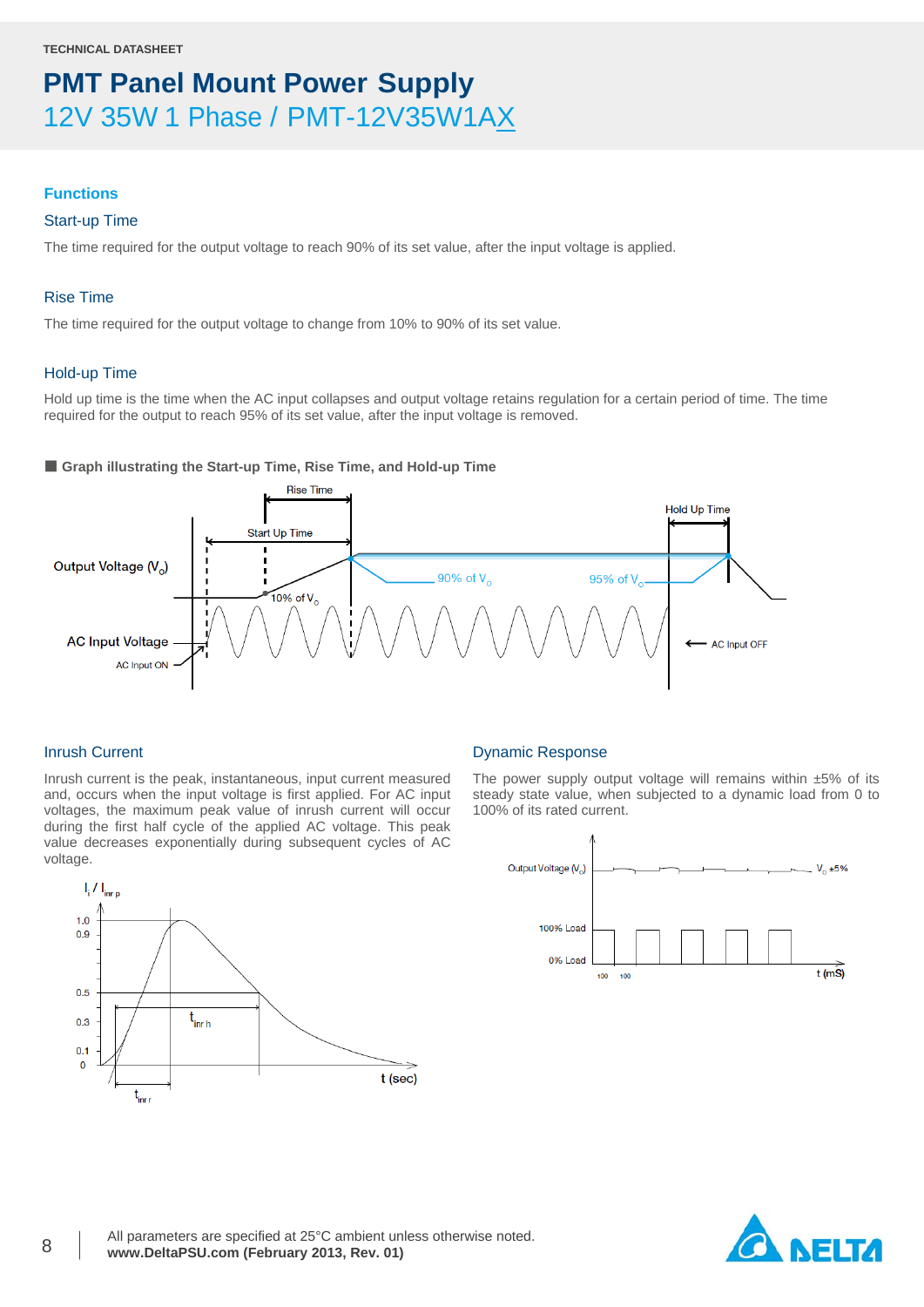TECHNICAL DATASHEET

# PMT Panel Mount Power Supply

## 12V 35W 1 Phase / PMT-12V35W1AX

### Functions

#### Start-up Time

The time required for the output voltage to reach 90% of its set value, after the input voltage is applied.

#### Rise Time

The time required for the output voltage to change from 10% to 90% of its set value.

#### Hold-up Time

Hold up time is the time when the AC input collapses and output voltage retains regulation for a certain period of time. The time required for the output to reach 95% of its set value, after the input voltage is removed.

**■ Graph illustrating the Start-up Time, Rise Time, and Hold-up Time**

#### Inrush Current

Inrush current is the peak, instantaneous, input current measured and, occurs when the input voltage is first applied. For AC input voltages, the maximum peak value of inrush current will occur during the first half cycle of the applied AC voltage. This peak value decreases exponentially during subsequent cycles of AC voltage.

#### Dynamic Response

The power supply output voltage will remains within ±5% of its steady state value, when subjected to a dynamic load from 0 to 100% of its rated current.

All parameters are specified at 25°C ambient unless otherwise noted.
**www.DeltaPSU.com (February 2013, Rev. 01)**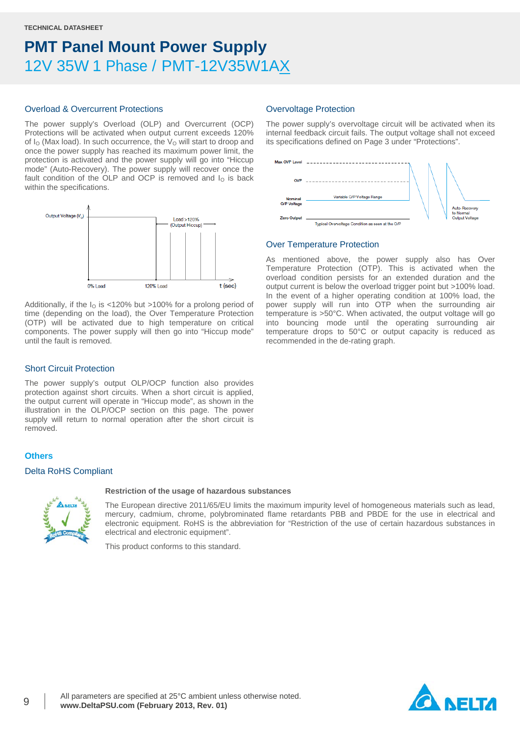TECHNICAL DATASHEET

# PMT Panel Mount Power Supply

## 12V 35W 1 Phase / PMT-12V35W1AX

### Overload & Overcurrent Protections

The power supply's Overload (OLP) and Overcurrent (OCP) Protections will be activated when output current exceeds 120% of $I_O$ (Max load). In such occurrence, the $V_O$ will start to droop and once the power supply has reached its maximum power limit, the protection is activated and the power supply will go into "Hiccup mode" (Auto-Recovery). The power supply will recover once the fault condition of the OLP and OCP is removed and $I_O$ is back within the specifications.

Output Voltage ($V_O$)
Load >120% (Output Hiccup)
0% Load
120% Load
t (sec)

Additionally, if the $I_O$ is <120% but >100% for a prolong period of time (depending on the load), the Over Temperature Protection (OTP) will be activated due to high temperature on critical components. The power supply will then go into "Hiccup mode" until the fault is removed.

### Short Circuit Protection

The power supply's output OLP/OCP function also provides protection against short circuits. When a short circuit is applied, the output current will operate in "Hiccup mode", as shown in the illustration in the OLP/OCP section on this page. The power supply will return to normal operation after the short circuit is removed.

### Overvoltage Protection

The power supply's overvoltage circuit will be activated when its internal feedback circuit fails. The output voltage shall not exceed its specifications defined on Page 3 under "Protections".

Max OVP Level
OVP
Nominal O/P Voltage
Zero Output
Variable O/P Voltage Range
Typical Overvoltage Condition as seen at the O/P
Auto-Recovery to Normal Output Voltage

### Over Temperature Protection

As mentioned above, the power supply also has Over Temperature Protection (OTP). This is activated when the overload condition persists for an extended duration and the output current is below the overload trigger point but >100% load. In the event of a higher operating condition at 100% load, the power supply will run into OTP when the surrounding air temperature is >50°C. When activated, the output voltage will go into bouncing mode until the operating surrounding air temperature drops to 50°C or output capacity is reduced as recommended in the de-rating graph.

### Others

### Delta RoHS Compliant

**Restriction of the usage of hazardous substances**

The European directive 2011/65/EU limits the maximum impurity level of homogeneous materials such as lead, mercury, cadmium, chrome, polybrominated flame retardants PBB and PBDE for the use in electrical and electronic equipment. RoHS is the abbreviation for "Restriction of the use of certain hazardous substances in electrical and electronic equipment".

This product conforms to this standard.

All parameters are specified at 25°C ambient unless otherwise noted.
**www.DeltaPSU.com (February 2013, Rev. 01)**